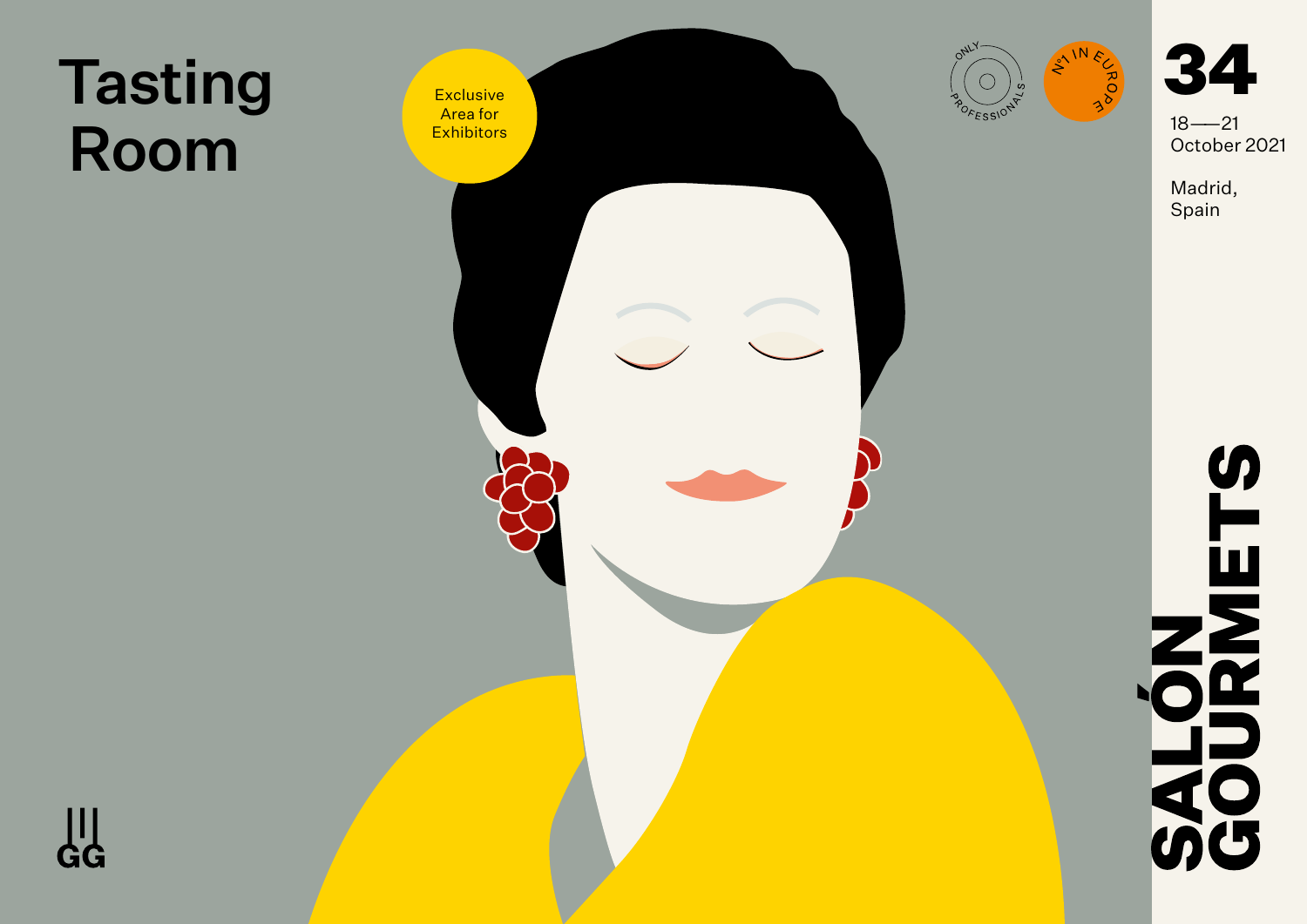# Tasting Room

Exclusive Area for Exhibitors

ONLY PROFESSIONALS

Nº1 IN EUROPE

34

18——21 October 2021

Madrid, Spain

SALÓN GOURMETS

GG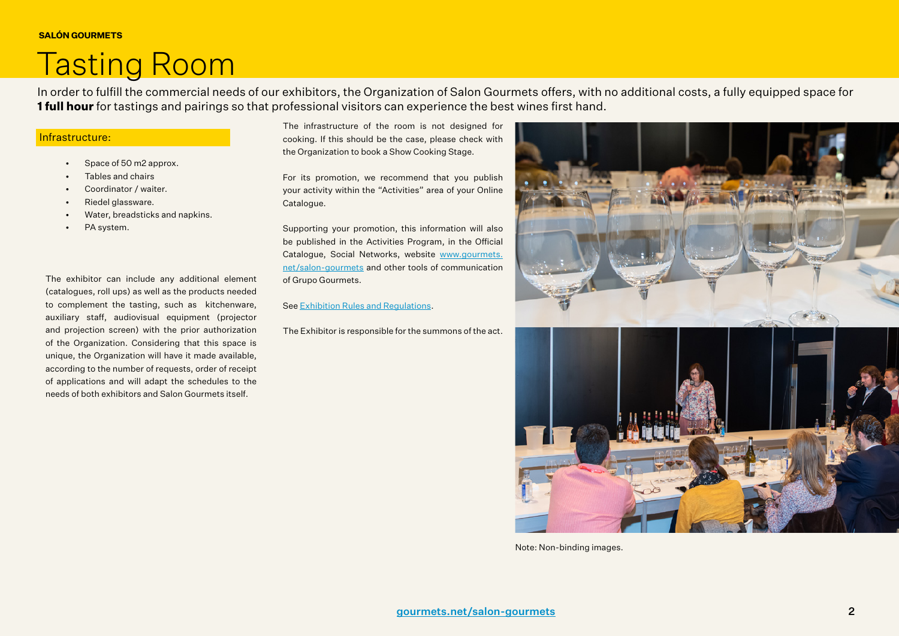SALÓN GOURMETS

# Tasting Room

In order to fulfill the commercial needs of our exhibitors, the Organization of Salon Gourmets offers, with no additional costs, a fully equipped space for **1 full hour** for tastings and pairings so that professional visitors can experience the best wines first hand.

## Infrastructure:

- Space of 50 m2 approx.
- Tables and chairs
- Coordinator / waiter.
- Riedel glassware.
- Water, breadsticks and napkins.
- PA system.

The exhibitor can include any additional element (catalogues, roll ups) as well as the products needed to complement the tasting, such as kitchenware, auxiliary staff, audiovisual equipment (projector and projection screen) with the prior authorization of the Organization. Considering that this space is unique, the Organization will have it made available, according to the number of requests, order of receipt of applications and will adapt the schedules to the needs of both exhibitors and Salon Gourmets itself.

The infrastructure of the room is not designed for cooking. If this should be the case, please check with the Organization to book a Show Cooking Stage.

For its promotion, we recommend that you publish your activity within the "Activities" area of your Online Catalogue.

Supporting your promotion, this information will also be published in the Activities Program, in the Official Catalogue, Social Networks, website [www.gourmets.net/salon-gourmets](www.gourmets.net/salon-gourmets) and other tools of communication of Grupo Gourmets.

See [Exhibition Rules and Regulations](Exhibition Rules and Regulations).

The Exhibitor is responsible for the summons of the act.

Note: Non-binding images.

[gourmets.net/salon-gourmets](gourmets.net/salon-gourmets)